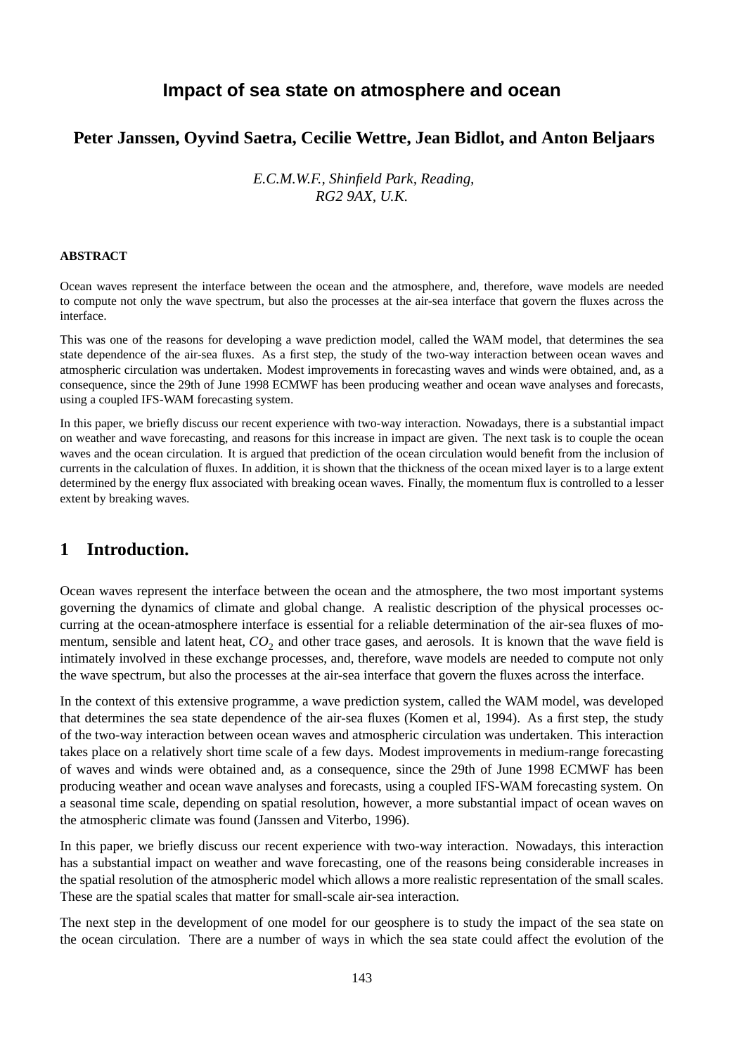# Impact of sea state on atmosphere and ocean

**Peter Janssen, Oyvind Saetra, Cecilie Wettre, Jean Bidlot, and Anton Beljaars**

*E.C.M.W.F., Shinfield Park, Reading, RG2 9AX, U.K.*

**ABSTRACT**

Ocean waves represent the interface between the ocean and the atmosphere, and, therefore, wave models are needed to compute not only the wave spectrum, but also the processes at the air-sea interface that govern the fluxes across the interface.

This was one of the reasons for developing a wave prediction model, called the WAM model, that determines the sea state dependence of the air-sea fluxes. As a first step, the study of the two-way interaction between ocean waves and atmospheric circulation was undertaken. Modest improvements in forecasting waves and winds were obtained, and, as a consequence, since the 29th of June 1998 ECMWF has been producing weather and ocean wave analyses and forecasts, using a coupled IFS-WAM forecasting system.

In this paper, we briefly discuss our recent experience with two-way interaction. Nowadays, there is a substantial impact on weather and wave forecasting, and reasons for this increase in impact are given. The next task is to couple the ocean waves and the ocean circulation. It is argued that prediction of the ocean circulation would benefit from the inclusion of currents in the calculation of fluxes. In addition, it is shown that the thickness of the ocean mixed layer is to a large extent determined by the energy flux associated with breaking ocean waves. Finally, the momentum flux is controlled to a lesser extent by breaking waves.

## 1 Introduction.

Ocean waves represent the interface between the ocean and the atmosphere, the two most important systems governing the dynamics of climate and global change. A realistic description of the physical processes occurring at the ocean-atmosphere interface is essential for a reliable determination of the air-sea fluxes of momentum, sensible and latent heat, $CO_2$ and other trace gases, and aerosols. It is known that the wave field is intimately involved in these exchange processes, and, therefore, wave models are needed to compute not only the wave spectrum, but also the processes at the air-sea interface that govern the fluxes across the interface.

In the context of this extensive programme, a wave prediction system, called the WAM model, was developed that determines the sea state dependence of the air-sea fluxes (Komen et al, 1994). As a first step, the study of the two-way interaction between ocean waves and atmospheric circulation was undertaken. This interaction takes place on a relatively short time scale of a few days. Modest improvements in medium-range forecasting of waves and winds were obtained and, as a consequence, since the 29th of June 1998 ECMWF has been producing weather and ocean wave analyses and forecasts, using a coupled IFS-WAM forecasting system. On a seasonal time scale, depending on spatial resolution, however, a more substantial impact of ocean waves on the atmospheric climate was found (Janssen and Viterbo, 1996).

In this paper, we briefly discuss our recent experience with two-way interaction. Nowadays, this interaction has a substantial impact on weather and wave forecasting, one of the reasons being considerable increases in the spatial resolution of the atmospheric model which allows a more realistic representation of the small scales. These are the spatial scales that matter for small-scale air-sea interaction.

The next step in the development of one model for our geosphere is to study the impact of the sea state on the ocean circulation. There are a number of ways in which the sea state could affect the evolution of the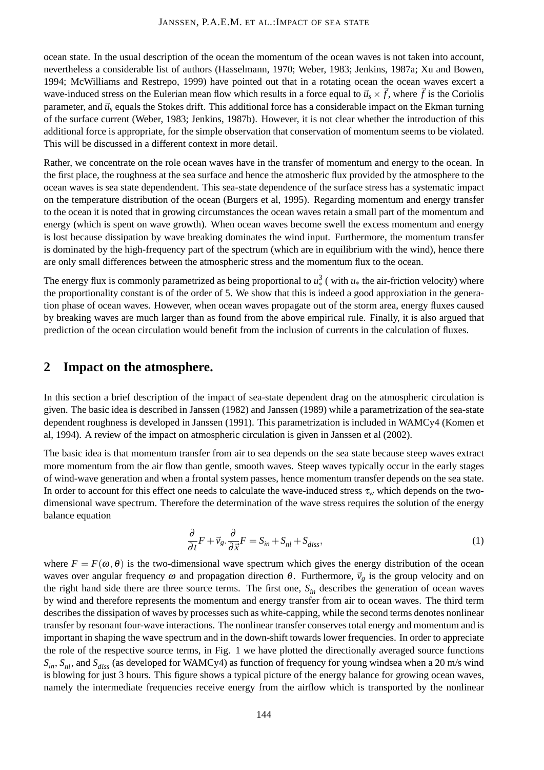ocean state. In the usual description of the ocean the momentum of the ocean waves is not taken into account, nevertheless a considerable list of authors (Hasselmann, 1970; Weber, 1983; Jenkins, 1987a; Xu and Bowen, 1994; McWilliams and Restrepo, 1999) have pointed out that in a rotating ocean the ocean waves excert a wave-induced stress on the Eulerian mean flow which results in a force equal to $\vec{u}_s \times \vec{f}$, where $\vec{f}$ is the Coriolis parameter, and $\vec{u}_s$ equals the Stokes drift. This additional force has a considerable impact on the Ekman turning of the surface current (Weber, 1983; Jenkins, 1987b). However, it is not clear whether the introduction of this additional force is appropriate, for the simple observation that conservation of momentum seems to be violated. This will be discussed in a different context in more detail.

Rather, we concentrate on the role ocean waves have in the transfer of momentum and energy to the ocean. In the first place, the roughness at the sea surface and hence the atmosheric flux provided by the atmosphere to the ocean waves is sea state dependendent. This sea-state dependence of the surface stress has a systematic impact on the temperature distribution of the ocean (Burgers et al, 1995). Regarding momentum and energy transfer to the ocean it is noted that in growing circumstances the ocean waves retain a small part of the momentum and energy (which is spent on wave growth). When ocean waves become swell the excess momentum and energy is lost because dissipation by wave breaking dominates the wind input. Furthermore, the momentum transfer is dominated by the high-frequency part of the spectrum (which are in equilibrium with the wind), hence there are only small differences between the atmospheric stress and the momentum flux to the ocean.

The energy flux is commonly parametrized as being proportional to $u_*^3$ ( with $u_*$ the air-friction velocity) where the proportionality constant is of the order of 5. We show that this is indeed a good approxiation in the generation phase of ocean waves. However, when ocean waves propagate out of the storm area, energy fluxes caused by breaking waves are much larger than as found from the above empirical rule. Finally, it is also argued that prediction of the ocean circulation would benefit from the inclusion of currents in the calculation of fluxes.

## 2 Impact on the atmosphere.

In this section a brief description of the impact of sea-state dependent drag on the atmospheric circulation is given. The basic idea is described in Janssen (1982) and Janssen (1989) while a parametrization of the sea-state dependent roughness is developed in Janssen (1991). This parametrization is included in WAMCy4 (Komen et al, 1994). A review of the impact on atmospheric circulation is given in Janssen et al (2002).

The basic idea is that momentum transfer from air to sea depends on the sea state because steep waves extract more momentum from the air flow than gentle, smooth waves. Steep waves typically occur in the early stages of wind-wave generation and when a frontal system passes, hence momentum transfer depends on the sea state. In order to account for this effect one needs to calculate the wave-induced stress $\tau_w$ which depends on the two-dimensional wave spectrum. Therefore the determination of the wave stress requires the solution of the energy balance equation

$$\frac{\partial}{\partial t}F + \vec{v}_g.\frac{\partial}{\partial \vec{x}}F = S_{in} + S_{nl} + S_{diss}, \tag{1}$$

where $F = F(\omega, \theta)$ is the two-dimensional wave spectrum which gives the energy distribution of the ocean waves over angular frequency $\omega$ and propagation direction $\theta$. Furthermore, $\vec{v}_g$ is the group velocity and on the right hand side there are three source terms. The first one, $S_{in}$ describes the generation of ocean waves by wind and therefore represents the momentum and energy transfer from air to ocean waves. The third term describes the dissipation of waves by processes such as white-capping, while the second terms denotes nonlinear transfer by resonant four-wave interactions. The nonlinear transfer conserves total energy and momentum and is important in shaping the wave spectrum and in the down-shift towards lower frequencies. In order to appreciate the role of the respective source terms, in Fig. 1 we have plotted the directionally averaged source functions $S_{in}$, $S_{nl}$, and $S_{diss}$ (as developed for WAMCy4) as function of frequency for young windsea when a 20 m/s wind is blowing for just 3 hours. This figure shows a typical picture of the energy balance for growing ocean waves, namely the intermediate frequencies receive energy from the airflow which is transported by the nonlinear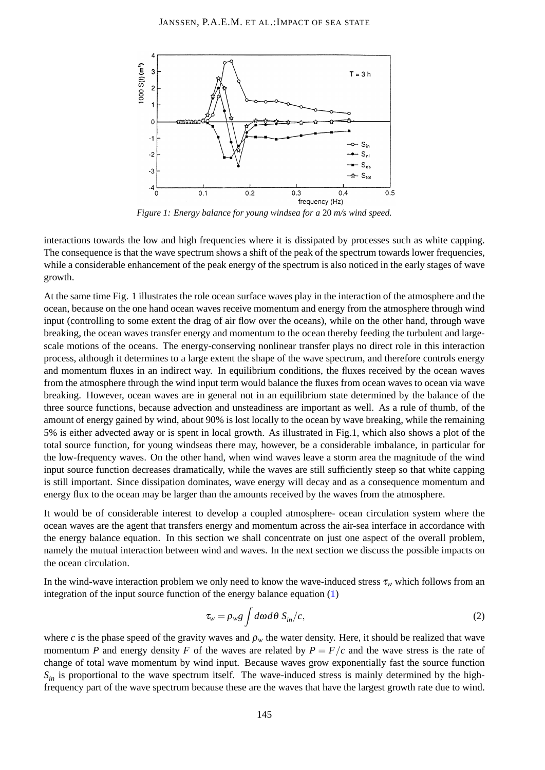*Figure 1: Energy balance for young windsea for a* 20 *m/s wind speed.*

interactions towards the low and high frequencies where it is dissipated by processes such as white capping. The consequence is that the wave spectrum shows a shift of the peak of the spectrum towards lower frequencies, while a considerable enhancement of the peak energy of the spectrum is also noticed in the early stages of wave growth.

At the same time Fig. 1 illustrates the role ocean surface waves play in the interaction of the atmosphere and the ocean, because on the one hand ocean waves receive momentum and energy from the atmosphere through wind input (controlling to some extent the drag of air flow over the oceans), while on the other hand, through wave breaking, the ocean waves transfer energy and momentum to the ocean thereby feeding the turbulent and large-scale motions of the oceans. The energy-conserving nonlinear transfer plays no direct role in this interaction process, although it determines to a large extent the shape of the wave spectrum, and therefore controls energy and momentum fluxes in an indirect way. In equilibrium conditions, the fluxes received by the ocean waves from the atmosphere through the wind input term would balance the fluxes from ocean waves to ocean via wave breaking. However, ocean waves are in general not in an equilibrium state determined by the balance of the three source functions, because advection and unsteadiness are important as well. As a rule of thumb, of the amount of energy gained by wind, about 90% is lost locally to the ocean by wave breaking, while the remaining 5% is either advected away or is spent in local growth. As illustrated in Fig.1, which also shows a plot of the total source function, for young windseas there may, however, be a considerable imbalance, in particular for the low-frequency waves. On the other hand, when wind waves leave a storm area the magnitude of the wind input source function decreases dramatically, while the waves are still sufficiently steep so that white capping is still important. Since dissipation dominates, wave energy will decay and as a consequence momentum and energy flux to the ocean may be larger than the amounts received by the waves from the atmosphere.

It would be of considerable interest to develop a coupled atmosphere- ocean circulation system where the ocean waves are the agent that transfers energy and momentum across the air-sea interface in accordance with the energy balance equation. In this section we shall concentrate on just one aspect of the overall problem, namely the mutual interaction between wind and waves. In the next section we discuss the possible impacts on the ocean circulation.

In the wind-wave interaction problem we only need to know the wave-induced stress $\tau_w$ which follows from an integration of the input source function of the energy balance equation (1)

$$\tau_w = \rho_w g \int d\omega d\theta \; S_{in}/c, \tag{2}$$

where $c$ is the phase speed of the gravity waves and $\rho_w$ the water density. Here, it should be realized that wave momentum $P$ and energy density $F$ of the waves are related by $P = F/c$ and the wave stress is the rate of change of total wave momentum by wind input. Because waves grow exponentially fast the source function $S_{in}$ is proportional to the wave spectrum itself. The wave-induced stress is mainly determined by the high-frequency part of the wave spectrum because these are the waves that have the largest growth rate due to wind.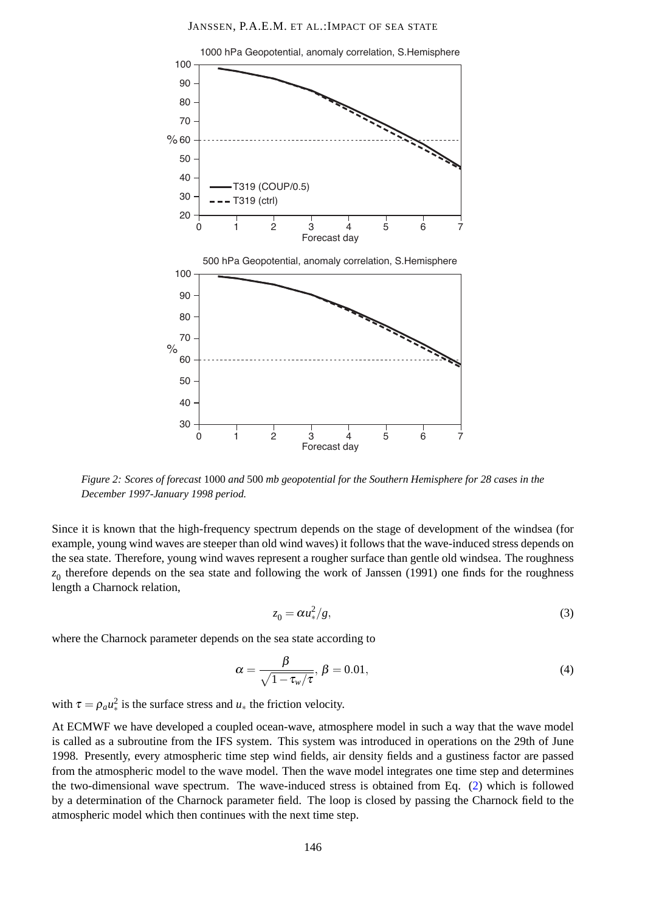*Figure 2: Scores of forecast* 1000 *and* 500 *mb geopotential for the Southern Hemisphere for 28 cases in the December 1997-January 1998 period.*

Since it is known that the high-frequency spectrum depends on the stage of development of the windsea (for example, young wind waves are steeper than old wind waves) it follows that the wave-induced stress depends on the sea state. Therefore, young wind waves represent a rougher surface than gentle old windsea. The roughness $z_0$ therefore depends on the sea state and following the work of Janssen (1991) one finds for the roughness length a Charnock relation,

$$z_0 = \alpha u_*^2/g, \tag{3}$$

where the Charnock parameter depends on the sea state according to

$$\alpha = \frac{\beta}{\sqrt{1-\tau_w/\tau}},\ \beta = 0.01, \tag{4}$$

with $\tau = \rho_a u_*^2$ is the surface stress and $u_*$ the friction velocity.

At ECMWF we have developed a coupled ocean-wave, atmosphere model in such a way that the wave model is called as a subroutine from the IFS system. This system was introduced in operations on the 29th of June 1998. Presently, every atmospheric time step wind fields, air density fields and a gustiness factor are passed from the atmospheric model to the wave model. Then the wave model integrates one time step and determines the two-dimensional wave spectrum. The wave-induced stress is obtained from Eq. (2) which is followed by a determination of the Charnock parameter field. The loop is closed by passing the Charnock field to the atmospheric model which then continues with the next time step.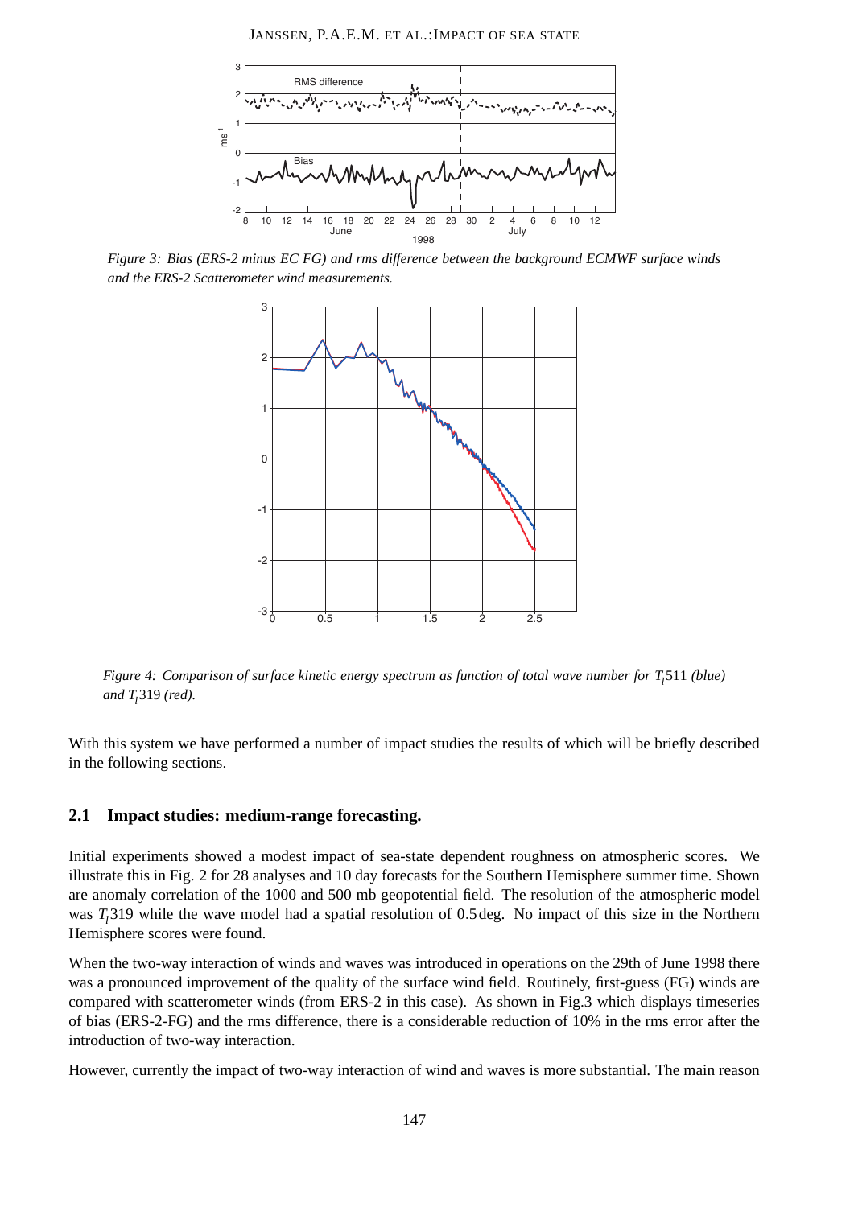Figure 3: *Bias (ERS-2 minus EC FG) and rms difference between the background ECMWF surface winds and the ERS-2 Scatterometer wind measurements.*

Figure 4: *Comparison of surface kinetic energy spectrum as function of total wave number for $T_l$511 (blue) and $T_l$319 (red).*

With this system we have performed a number of impact studies the results of which will be briefly described in the following sections.

## 2.1 Impact studies: medium-range forecasting.

Initial experiments showed a modest impact of sea-state dependent roughness on atmospheric scores. We illustrate this in Fig. 2 for 28 analyses and 10 day forecasts for the Southern Hemisphere summer time. Shown are anomaly correlation of the 1000 and 500 mb geopotential field. The resolution of the atmospheric model was $T_l$319 while the wave model had a spatial resolution of 0.5 deg. No impact of this size in the Northern Hemisphere scores were found.

When the two-way interaction of winds and waves was introduced in operations on the 29th of June 1998 there was a pronounced improvement of the quality of the surface wind field. Routinely, first-guess (FG) winds are compared with scatterometer winds (from ERS-2 in this case). As shown in Fig.3 which displays timeseries of bias (ERS-2-FG) and the rms difference, there is a considerable reduction of 10% in the rms error after the introduction of two-way interaction.

However, currently the impact of two-way interaction of wind and waves is more substantial. The main reason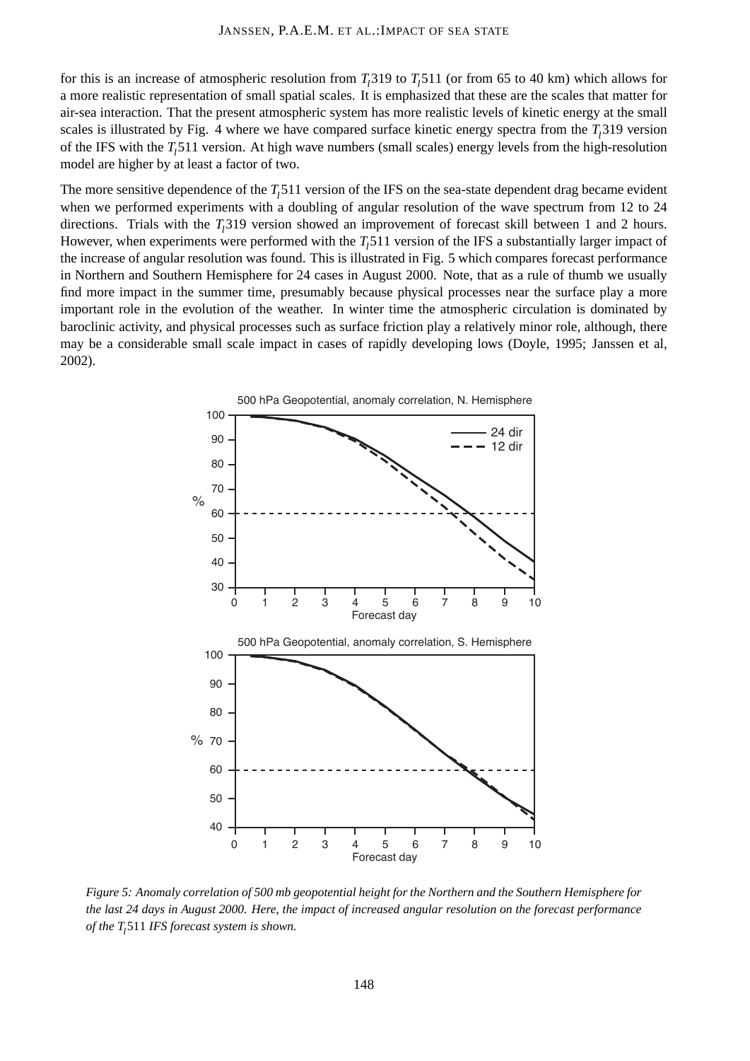for this is an increase of atmospheric resolution from $T_l319$ to $T_l511$ (or from 65 to 40 km) which allows for a more realistic representation of small spatial scales. It is emphasized that these are the scales that matter for air-sea interaction. That the present atmospheric system has more realistic levels of kinetic energy at the small scales is illustrated by Fig. 4 where we have compared surface kinetic energy spectra from the $T_l319$ version of the IFS with the $T_l511$ version. At high wave numbers (small scales) energy levels from the high-resolution model are higher by at least a factor of two.

The more sensitive dependence of the $T_l511$ version of the IFS on the sea-state dependent drag became evident when we performed experiments with a doubling of angular resolution of the wave spectrum from 12 to 24 directions. Trials with the $T_l319$ version showed an improvement of forecast skill between 1 and 2 hours. However, when experiments were performed with the $T_l511$ version of the IFS a substantially larger impact of the increase of angular resolution was found. This is illustrated in Fig. 5 which compares forecast performance in Northern and Southern Hemisphere for 24 cases in August 2000. Note, that as a rule of thumb we usually find more impact in the summer time, presumably because physical processes near the surface play a more important role in the evolution of the weather. In winter time the atmospheric circulation is dominated by baroclinic activity, and physical processes such as surface friction play a relatively minor role, although, there may be a considerable small scale impact in cases of rapidly developing lows (Doyle, 1995; Janssen et al, 2002).

*Figure 5: Anomaly correlation of 500 mb geopotential height for the Northern and the Southern Hemisphere for the last 24 days in August 2000. Here, the impact of increased angular resolution on the forecast performance of the $T_l511$ IFS forecast system is shown.*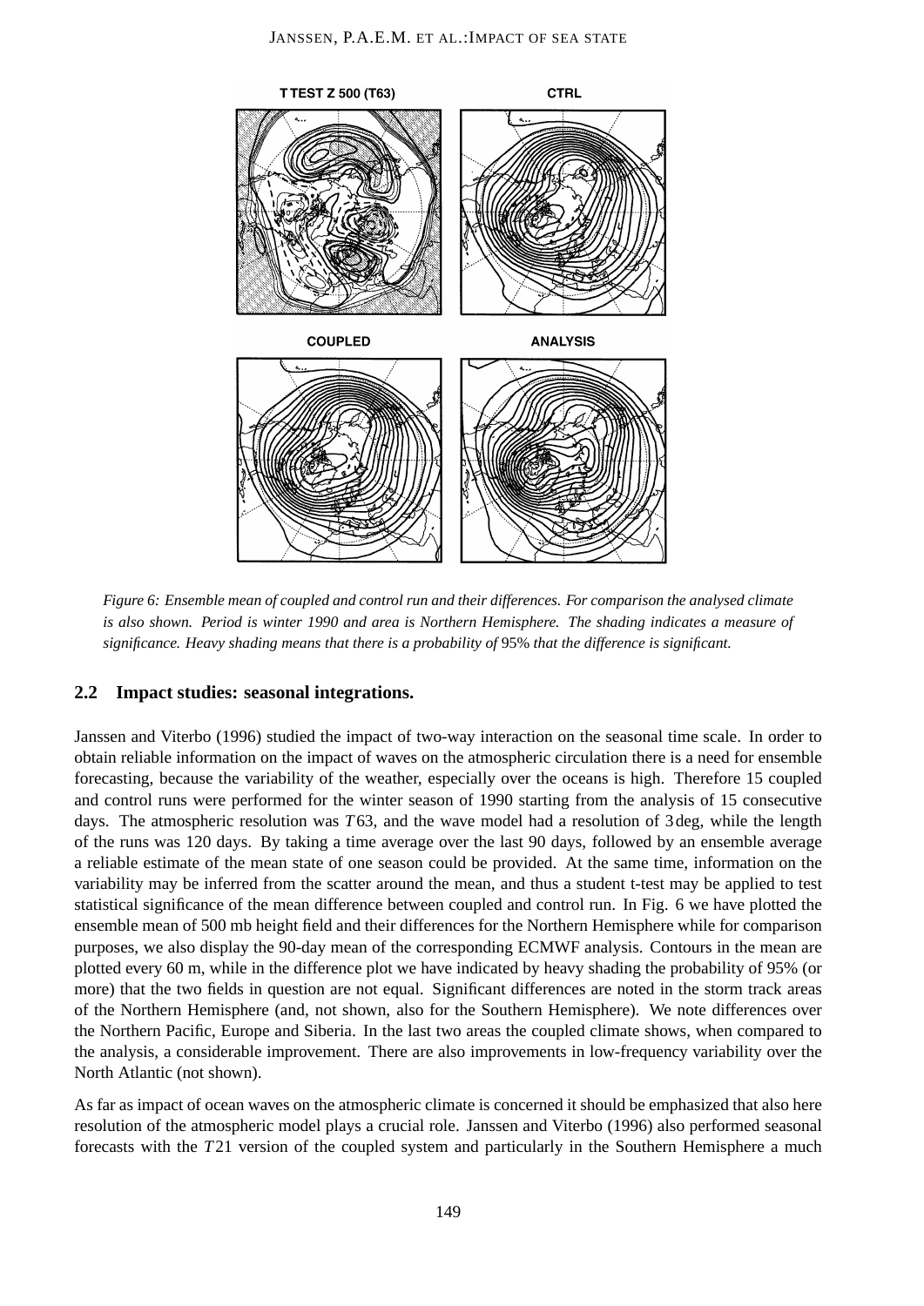*Figure 6: Ensemble mean of coupled and control run and their differences. For comparison the analysed climate is also shown. Period is winter 1990 and area is Northern Hemisphere. The shading indicates a measure of significance. Heavy shading means that there is a probability of 95% that the difference is significant.*

## 2.2 Impact studies: seasonal integrations.

Janssen and Viterbo (1996) studied the impact of two-way interaction on the seasonal time scale. In order to obtain reliable information on the impact of waves on the atmospheric circulation there is a need for ensemble forecasting, because the variability of the weather, especially over the oceans is high. Therefore 15 coupled and control runs were performed for the winter season of 1990 starting from the analysis of 15 consecutive days. The atmospheric resolution was $T63$, and the wave model had a resolution of 3deg, while the length of the runs was 120 days. By taking a time average over the last 90 days, followed by an ensemble average a reliable estimate of the mean state of one season could be provided. At the same time, information on the variability may be inferred from the scatter around the mean, and thus a student t-test may be applied to test statistical significance of the mean difference between coupled and control run. In Fig. 6 we have plotted the ensemble mean of 500 mb height field and their differences for the Northern Hemisphere while for comparison purposes, we also display the 90-day mean of the corresponding ECMWF analysis. Contours in the mean are plotted every 60 m, while in the difference plot we have indicated by heavy shading the probability of 95% (or more) that the two fields in question are not equal. Significant differences are noted in the storm track areas of the Northern Hemisphere (and, not shown, also for the Southern Hemisphere). We note differences over the Northern Pacific, Europe and Siberia. In the last two areas the coupled climate shows, when compared to the analysis, a considerable improvement. There are also improvements in low-frequency variability over the North Atlantic (not shown).

As far as impact of ocean waves on the atmospheric climate is concerned it should be emphasized that also here resolution of the atmospheric model plays a crucial role. Janssen and Viterbo (1996) also performed seasonal forecasts with the $T21$ version of the coupled system and particularly in the Southern Hemisphere a much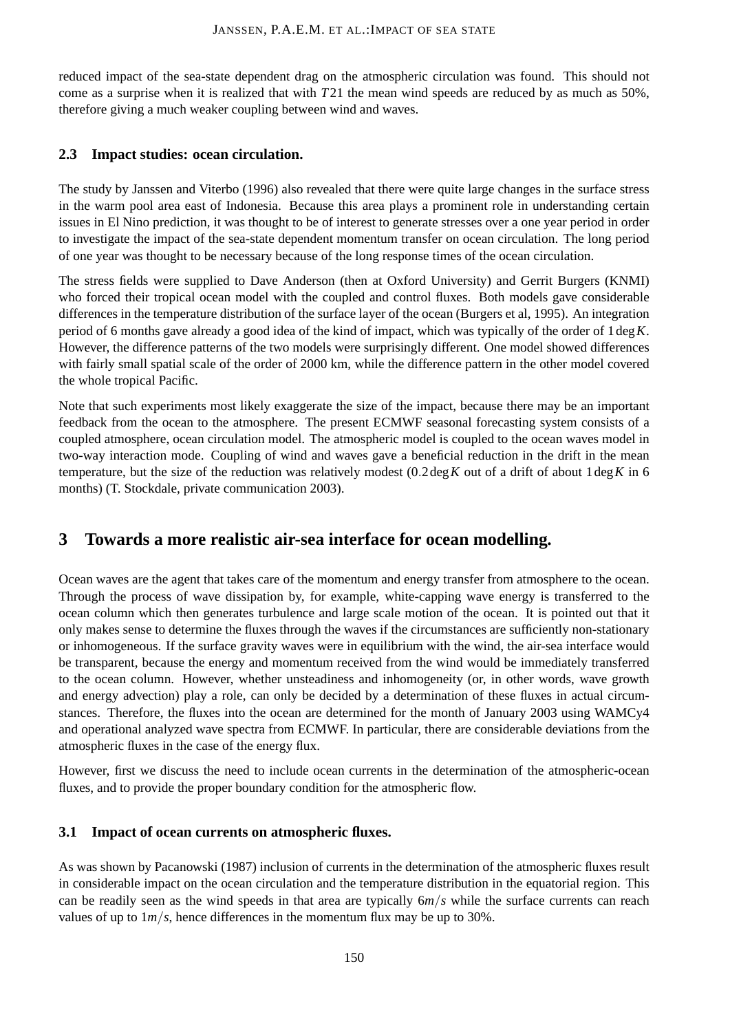reduced impact of the sea-state dependent drag on the atmospheric circulation was found. This should not come as a surprise when it is realized that with $T21$ the mean wind speeds are reduced by as much as 50%, therefore giving a much weaker coupling between wind and waves.

### 2.3 Impact studies: ocean circulation.

The study by Janssen and Viterbo (1996) also revealed that there were quite large changes in the surface stress in the warm pool area east of Indonesia. Because this area plays a prominent role in understanding certain issues in El Nino prediction, it was thought to be of interest to generate stresses over a one year period in order to investigate the impact of the sea-state dependent momentum transfer on ocean circulation. The long period of one year was thought to be necessary because of the long response times of the ocean circulation.

The stress fields were supplied to Dave Anderson (then at Oxford University) and Gerrit Burgers (KNMI) who forced their tropical ocean model with the coupled and control fluxes. Both models gave considerable differences in the temperature distribution of the surface layer of the ocean (Burgers et al, 1995). An integration period of 6 months gave already a good idea of the kind of impact, which was typically of the order of $1\,\deg K$. However, the difference patterns of the two models were surprisingly different. One model showed differences with fairly small spatial scale of the order of 2000 km, while the difference pattern in the other model covered the whole tropical Pacific.

Note that such experiments most likely exaggerate the size of the impact, because there may be an important feedback from the ocean to the atmosphere. The present ECMWF seasonal forecasting system consists of a coupled atmosphere, ocean circulation model. The atmospheric model is coupled to the ocean waves model in two-way interaction mode. Coupling of wind and waves gave a beneficial reduction in the drift in the mean temperature, but the size of the reduction was relatively modest ($0.2\,\deg K$ out of a drift of about $1\,\deg K$ in 6 months) (T. Stockdale, private communication 2003).

## 3 Towards a more realistic air-sea interface for ocean modelling.

Ocean waves are the agent that takes care of the momentum and energy transfer from atmosphere to the ocean. Through the process of wave dissipation by, for example, white-capping wave energy is transferred to the ocean column which then generates turbulence and large scale motion of the ocean. It is pointed out that it only makes sense to determine the fluxes through the waves if the circumstances are sufficiently non-stationary or inhomogeneous. If the surface gravity waves were in equilibrium with the wind, the air-sea interface would be transparent, because the energy and momentum received from the wind would be immediately transferred to the ocean column. However, whether unsteadiness and inhomogeneity (or, in other words, wave growth and energy advection) play a role, can only be decided by a determination of these fluxes in actual circumstances. Therefore, the fluxes into the ocean are determined for the month of January 2003 using WAMCy4 and operational analyzed wave spectra from ECMWF. In particular, there are considerable deviations from the atmospheric fluxes in the case of the energy flux.

However, first we discuss the need to include ocean currents in the determination of the atmospheric-ocean fluxes, and to provide the proper boundary condition for the atmospheric flow.

### 3.1 Impact of ocean currents on atmospheric fluxes.

As was shown by Pacanowski (1987) inclusion of currents in the determination of the atmospheric fluxes result in considerable impact on the ocean circulation and the temperature distribution in the equatorial region. This can be readily seen as the wind speeds in that area are typically $6m/s$ while the surface currents can reach values of up to $1m/s$, hence differences in the momentum flux may be up to 30%.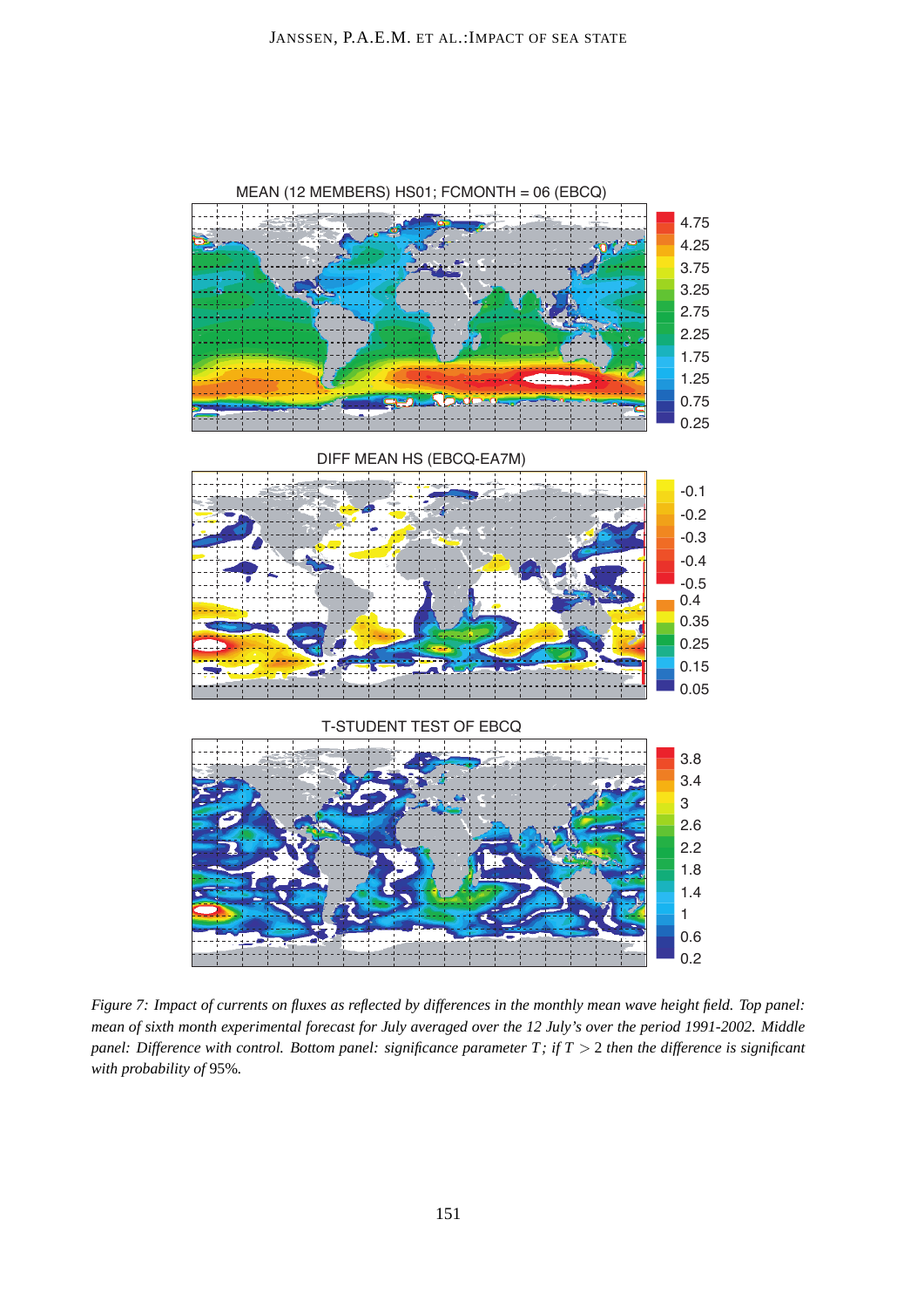*Figure 7: Impact of currents on fluxes as reflected by differences in the monthly mean wave height field. Top panel: mean of sixth month experimental forecast for July averaged over the 12 July's over the period 1991-2002. Middle panel: Difference with control. Bottom panel: significance parameter $T$; if $T > 2$ then the difference is significant with probability of* 95%*.*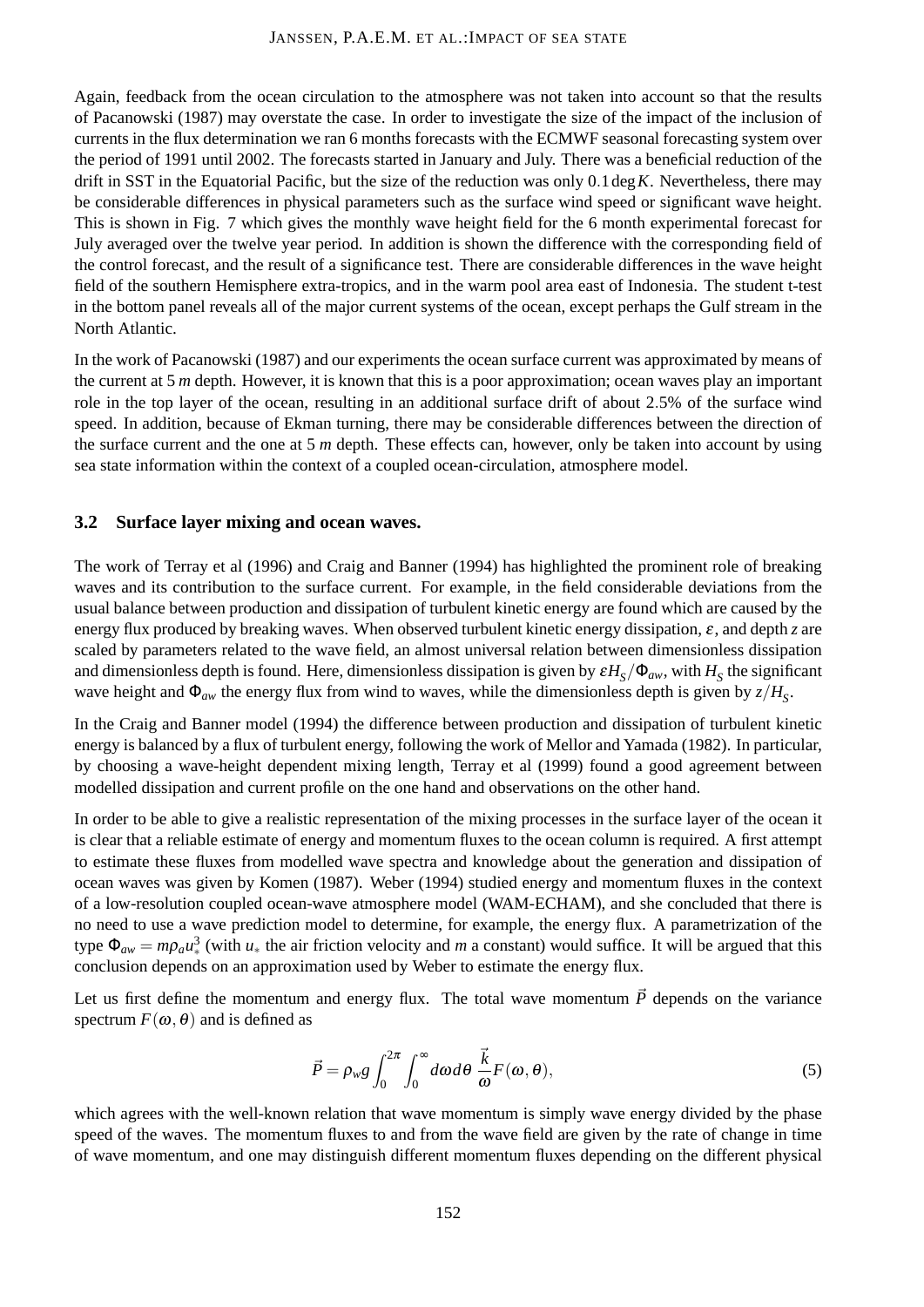Again, feedback from the ocean circulation to the atmosphere was not taken into account so that the results of Pacanowski (1987) may overstate the case. In order to investigate the size of the impact of the inclusion of currents in the flux determination we ran 6 months forecasts with the ECMWF seasonal forecasting system over the period of 1991 until 2002. The forecasts started in January and July. There was a beneficial reduction of the drift in SST in the Equatorial Pacific, but the size of the reduction was only $0.1\deg K$. Nevertheless, there may be considerable differences in physical parameters such as the surface wind speed or significant wave height. This is shown in Fig. 7 which gives the monthly wave height field for the 6 month experimental forecast for July averaged over the twelve year period. In addition is shown the difference with the corresponding field of the control forecast, and the result of a significance test. There are considerable differences in the wave height field of the southern Hemisphere extra-tropics, and in the warm pool area east of Indonesia. The student t-test in the bottom panel reveals all of the major current systems of the ocean, except perhaps the Gulf stream in the North Atlantic.

In the work of Pacanowski (1987) and our experiments the ocean surface current was approximated by means of the current at 5 $m$ depth. However, it is known that this is a poor approximation; ocean waves play an important role in the top layer of the ocean, resulting in an additional surface drift of about 2.5% of the surface wind speed. In addition, because of Ekman turning, there may be considerable differences between the direction of the surface current and the one at 5 $m$ depth. These effects can, however, only be taken into account by using sea state information within the context of a coupled ocean-circulation, atmosphere model.

### 3.2 Surface layer mixing and ocean waves.

The work of Terray et al (1996) and Craig and Banner (1994) has highlighted the prominent role of breaking waves and its contribution to the surface current. For example, in the field considerable deviations from the usual balance between production and dissipation of turbulent kinetic energy are found which are caused by the energy flux produced by breaking waves. When observed turbulent kinetic energy dissipation, $\varepsilon$, and depth $z$ are scaled by parameters related to the wave field, an almost universal relation between dimensionless dissipation and dimensionless depth is found. Here, dimensionless dissipation is given by $\varepsilon H_S/\Phi_{aw}$, with $H_S$ the significant wave height and $\Phi_{aw}$ the energy flux from wind to waves, while the dimensionless depth is given by $z/H_S$.

In the Craig and Banner model (1994) the difference between production and dissipation of turbulent kinetic energy is balanced by a flux of turbulent energy, following the work of Mellor and Yamada (1982). In particular, by choosing a wave-height dependent mixing length, Terray et al (1999) found a good agreement between modelled dissipation and current profile on the one hand and observations on the other hand.

In order to be able to give a realistic representation of the mixing processes in the surface layer of the ocean it is clear that a reliable estimate of energy and momentum fluxes to the ocean column is required. A first attempt to estimate these fluxes from modelled wave spectra and knowledge about the generation and dissipation of ocean waves was given by Komen (1987). Weber (1994) studied energy and momentum fluxes in the context of a low-resolution coupled ocean-wave atmosphere model (WAM-ECHAM), and she concluded that there is no need to use a wave prediction model to determine, for example, the energy flux. A parametrization of the type $\Phi_{aw} = m\rho_a u_*^3$ (with $u_*$ the air friction velocity and $m$ a constant) would suffice. It will be argued that this conclusion depends on an approximation used by Weber to estimate the energy flux.

Let us first define the momentum and energy flux. The total wave momentum $\vec{P}$ depends on the variance spectrum $F(\omega,\theta)$ and is defined as

$$\vec{P} = \rho_w g \int_0^{2\pi} \int_0^{\infty} d\omega d\theta \; \frac{\vec{k}}{\omega} F(\omega,\theta), \tag{5}$$

which agrees with the well-known relation that wave momentum is simply wave energy divided by the phase speed of the waves. The momentum fluxes to and from the wave field are given by the rate of change in time of wave momentum, and one may distinguish different momentum fluxes depending on the different physical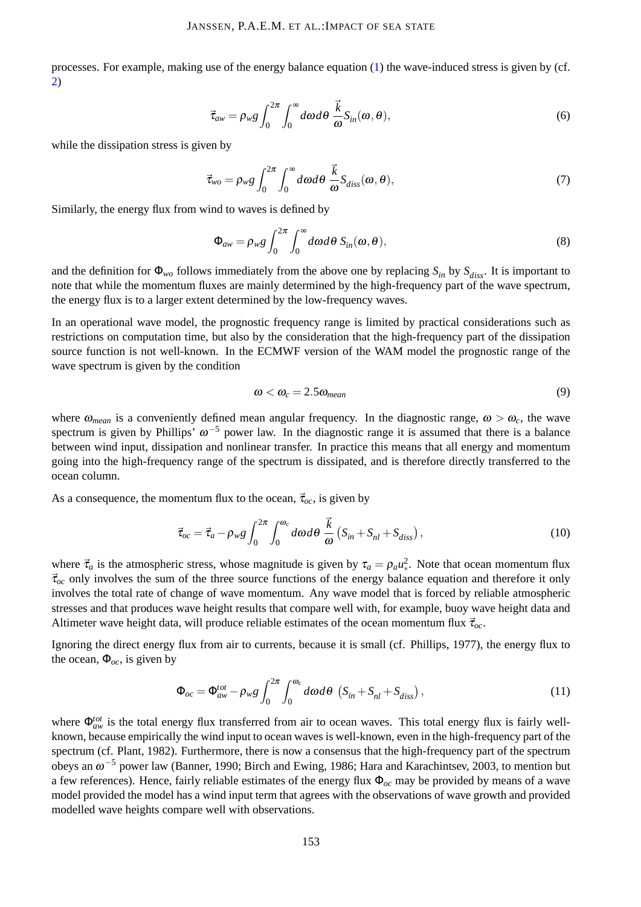processes. For example, making use of the energy balance equation (1) the wave-induced stress is given by (cf. 2)

$$\vec{\tau}_{aw} = \rho_w g \int_0^{2\pi} \int_0^{\infty} d\omega d\theta \; \frac{\vec{k}}{\omega} S_{in}(\omega, \theta), \tag{6}$$

while the dissipation stress is given by

$$\vec{\tau}_{wo} = \rho_w g \int_0^{2\pi} \int_0^{\infty} d\omega d\theta \; \frac{\vec{k}}{\omega} S_{diss}(\omega, \theta), \tag{7}$$

Similarly, the energy flux from wind to waves is defined by

$$\Phi_{aw} = \rho_w g \int_0^{2\pi} \int_0^{\infty} d\omega d\theta \; S_{in}(\omega, \theta), \tag{8}$$

and the definition for $\Phi_{wo}$ follows immediately from the above one by replacing $S_{in}$ by $S_{diss}$. It is important to note that while the momentum fluxes are mainly determined by the high-frequency part of the wave spectrum, the energy flux is to a larger extent determined by the low-frequency waves.

In an operational wave model, the prognostic frequency range is limited by practical considerations such as restrictions on computation time, but also by the consideration that the high-frequency part of the dissipation source function is not well-known. In the ECMWF version of the WAM model the prognostic range of the wave spectrum is given by the condition

$$\omega < \omega_c = 2.5\omega_{mean} \tag{9}$$

where $\omega_{mean}$ is a conveniently defined mean angular frequency. In the diagnostic range, $\omega > \omega_c$, the wave spectrum is given by Phillips' $\omega^{-5}$ power law. In the diagnostic range it is assumed that there is a balance between wind input, dissipation and nonlinear transfer. In practice this means that all energy and momentum going into the high-frequency range of the spectrum is dissipated, and is therefore directly transferred to the ocean column.

As a consequence, the momentum flux to the ocean, $\vec{\tau}_{oc}$, is given by

$$\vec{\tau}_{oc} = \vec{\tau}_a - \rho_w g \int_0^{2\pi} \int_0^{\omega_c} d\omega d\theta \; \frac{\vec{k}}{\omega} \left( S_{in} + S_{nl} + S_{diss} \right), \tag{10}$$

where $\vec{\tau}_a$ is the atmospheric stress, whose magnitude is given by $\tau_a = \rho_a u_*^2$. Note that ocean momentum flux $\vec{\tau}_{oc}$ only involves the sum of the three source functions of the energy balance equation and therefore it only involves the total rate of change of wave momentum. Any wave model that is forced by reliable atmospheric stresses and that produces wave height results that compare well with, for example, buoy wave height data and Altimeter wave height data, will produce reliable estimates of the ocean momentum flux $\vec{\tau}_{oc}$.

Ignoring the direct energy flux from air to currents, because it is small (cf. Phillips, 1977), the energy flux to the ocean, $\Phi_{oc}$, is given by

$$\Phi_{oc} = \Phi_{aw}^{tot} - \rho_w g \int_0^{2\pi} \int_0^{\omega_c} d\omega d\theta \; \left( S_{in} + S_{nl} + S_{diss} \right), \tag{11}$$

where $\Phi_{aw}^{tot}$ is the total energy flux transferred from air to ocean waves. This total energy flux is fairly well-known, because empirically the wind input to ocean waves is well-known, even in the high-frequency part of the spectrum (cf. Plant, 1982). Furthermore, there is now a consensus that the high-frequency part of the spectrum obeys an $\omega^{-5}$ power law (Banner, 1990; Birch and Ewing, 1986; Hara and Karachintsev, 2003, to mention but a few references). Hence, fairly reliable estimates of the energy flux $\Phi_{oc}$ may be provided by means of a wave model provided the model has a wind input term that agrees with the observations of wave growth and provided modelled wave heights compare well with observations.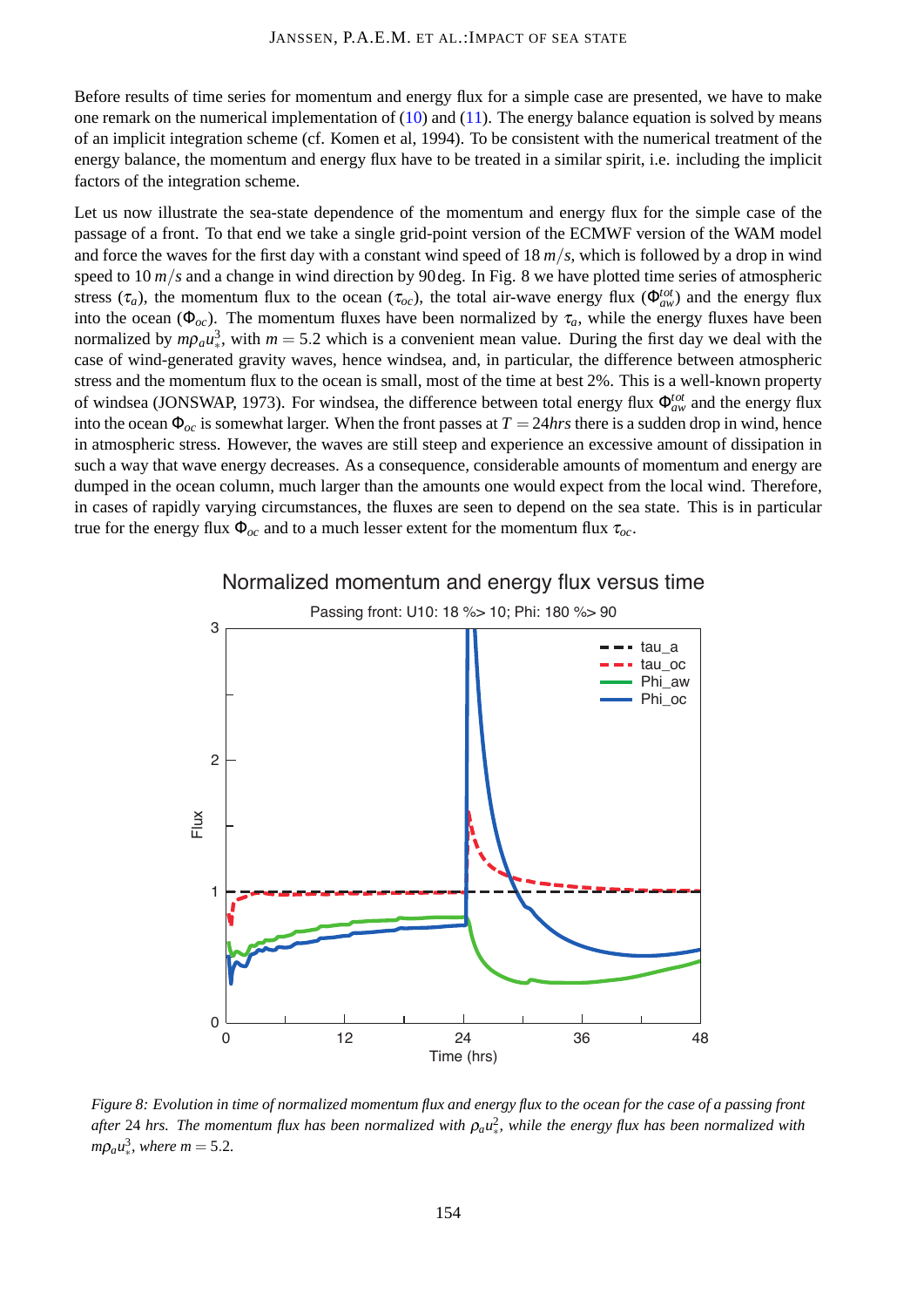Before results of time series for momentum and energy flux for a simple case are presented, we have to make one remark on the numerical implementation of (10) and (11). The energy balance equation is solved by means of an implicit integration scheme (cf. Komen et al, 1994). To be consistent with the numerical treatment of the energy balance, the momentum and energy flux have to be treated in a similar spirit, i.e. including the implicit factors of the integration scheme.

Let us now illustrate the sea-state dependence of the momentum and energy flux for the simple case of the passage of a front. To that end we take a single grid-point version of the ECMWF version of the WAM model and force the waves for the first day with a constant wind speed of 18 $m/s$, which is followed by a drop in wind speed to 10 $m/s$ and a change in wind direction by 90 deg. In Fig. 8 we have plotted time series of atmospheric stress ($\tau_a$), the momentum flux to the ocean ($\tau_{oc}$), the total air-wave energy flux ($\Phi_{aw}^{tot}$) and the energy flux into the ocean ($\Phi_{oc}$). The momentum fluxes have been normalized by $\tau_a$, while the energy fluxes have been normalized by $m\rho_a u_*^3$, with $m = 5.2$ which is a convenient mean value. During the first day we deal with the case of wind-generated gravity waves, hence windsea, and, in particular, the difference between atmospheric stress and the momentum flux to the ocean is small, most of the time at best 2%. This is a well-known property of windsea (JONSWAP, 1973). For windsea, the difference between total energy flux $\Phi_{aw}^{tot}$ and the energy flux into the ocean $\Phi_{oc}$ is somewhat larger. When the front passes at $T = 24hrs$ there is a sudden drop in wind, hence in atmospheric stress. However, the waves are still steep and experience an excessive amount of dissipation in such a way that wave energy decreases. As a consequence, considerable amounts of momentum and energy are dumped in the ocean column, much larger than the amounts one would expect from the local wind. Therefore, in cases of rapidly varying circumstances, the fluxes are seen to depend on the sea state. This is in particular true for the energy flux $\Phi_{oc}$ and to a much lesser extent for the momentum flux $\tau_{oc}$.

*Figure 8: Evolution in time of normalized momentum flux and energy flux to the ocean for the case of a passing front after 24 hrs. The momentum flux has been normalized with $\rho_a u_*^2$, while the energy flux has been normalized with $m\rho_a u_*^3$, where $m = 5.2$.*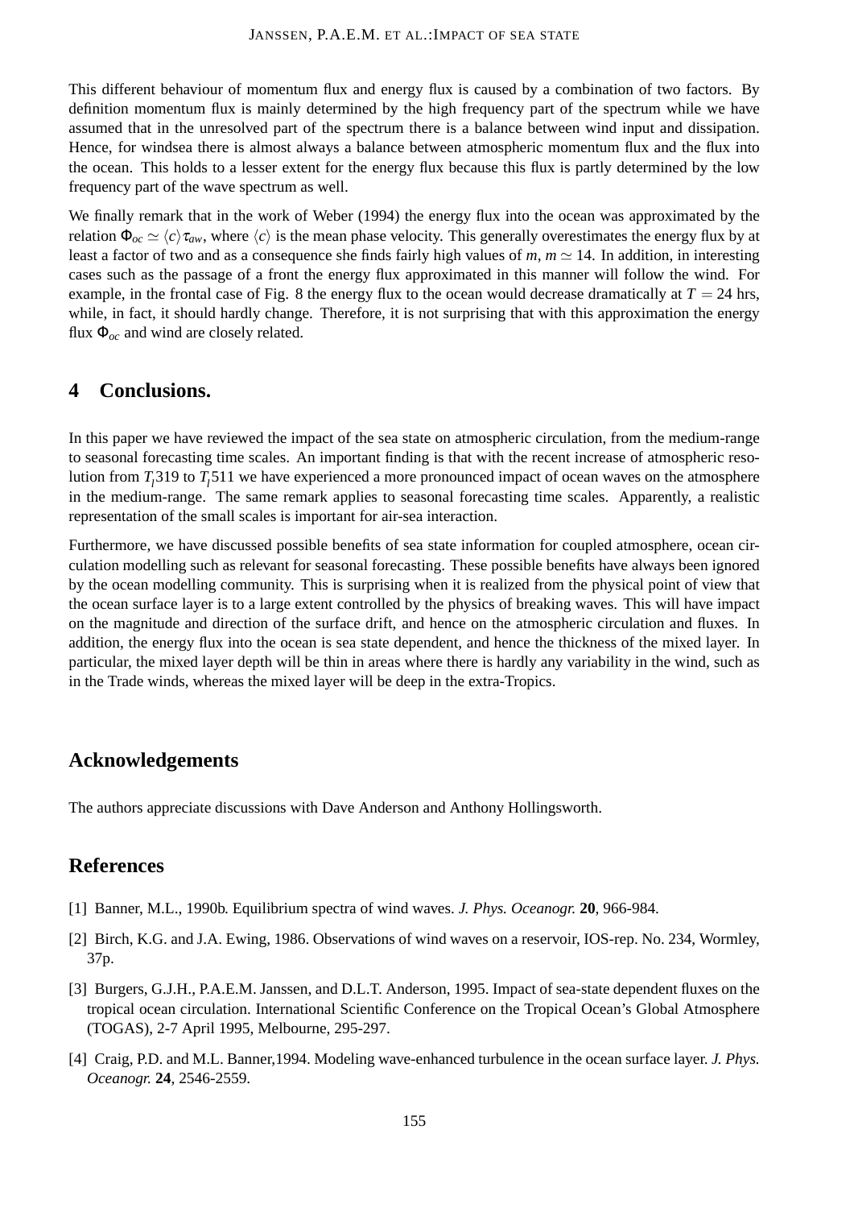This different behaviour of momentum flux and energy flux is caused by a combination of two factors. By definition momentum flux is mainly determined by the high frequency part of the spectrum while we have assumed that in the unresolved part of the spectrum there is a balance between wind input and dissipation. Hence, for windsea there is almost always a balance between atmospheric momentum flux and the flux into the ocean. This holds to a lesser extent for the energy flux because this flux is partly determined by the low frequency part of the wave spectrum as well.

We finally remark that in the work of Weber (1994) the energy flux into the ocean was approximated by the relation $\Phi_{oc} \simeq \langle c \rangle \tau_{aw}$, where $\langle c \rangle$ is the mean phase velocity. This generally overestimates the energy flux by at least a factor of two and as a consequence she finds fairly high values of $m$, $m \simeq 14$. In addition, in interesting cases such as the passage of a front the energy flux approximated in this manner will follow the wind. For example, in the frontal case of Fig. 8 the energy flux to the ocean would decrease dramatically at $T = 24$ hrs, while, in fact, it should hardly change. Therefore, it is not surprising that with this approximation the energy flux $\Phi_{oc}$ and wind are closely related.

## 4 Conclusions.

In this paper we have reviewed the impact of the sea state on atmospheric circulation, from the medium-range to seasonal forecasting time scales. An important finding is that with the recent increase of atmospheric resolution from $T_l319$ to $T_l511$ we have experienced a more pronounced impact of ocean waves on the atmosphere in the medium-range. The same remark applies to seasonal forecasting time scales. Apparently, a realistic representation of the small scales is important for air-sea interaction.

Furthermore, we have discussed possible benefits of sea state information for coupled atmosphere, ocean circulation modelling such as relevant for seasonal forecasting. These possible benefits have always been ignored by the ocean modelling community. This is surprising when it is realized from the physical point of view that the ocean surface layer is to a large extent controlled by the physics of breaking waves. This will have impact on the magnitude and direction of the surface drift, and hence on the atmospheric circulation and fluxes. In addition, the energy flux into the ocean is sea state dependent, and hence the thickness of the mixed layer. In particular, the mixed layer depth will be thin in areas where there is hardly any variability in the wind, such as in the Trade winds, whereas the mixed layer will be deep in the extra-Tropics.

## Acknowledgements

The authors appreciate discussions with Dave Anderson and Anthony Hollingsworth.

## References

[1] Banner, M.L., 1990b. Equilibrium spectra of wind waves. *J. Phys. Oceanogr.* **20**, 966-984.

[2] Birch, K.G. and J.A. Ewing, 1986. Observations of wind waves on a reservoir, IOS-rep. No. 234, Wormley, 37p.

[3] Burgers, G.J.H., P.A.E.M. Janssen, and D.L.T. Anderson, 1995. Impact of sea-state dependent fluxes on the tropical ocean circulation. International Scientific Conference on the Tropical Ocean's Global Atmosphere (TOGAS), 2-7 April 1995, Melbourne, 295-297.

[4] Craig, P.D. and M.L. Banner,1994. Modeling wave-enhanced turbulence in the ocean surface layer. *J. Phys. Oceanogr.* **24**, 2546-2559.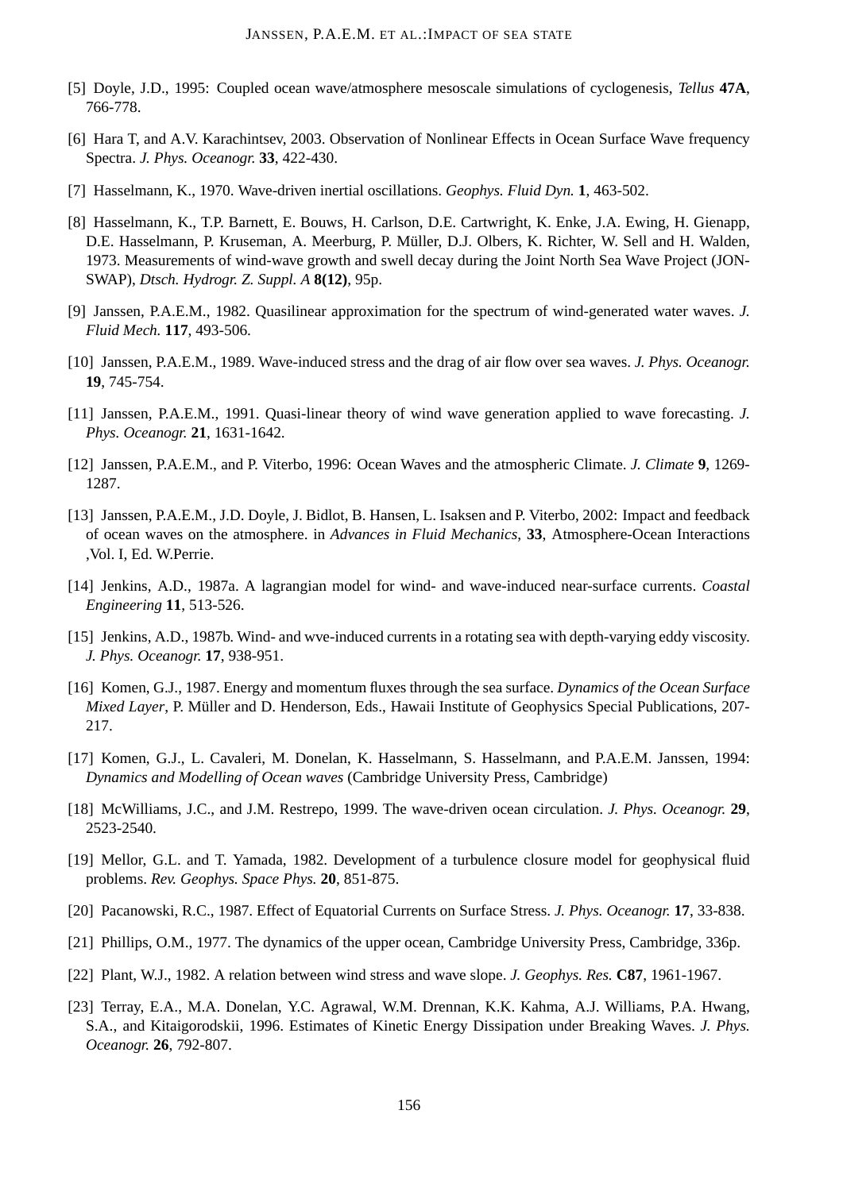[5] Doyle, J.D., 1995: Coupled ocean wave/atmosphere mesoscale simulations of cyclogenesis, *Tellus* **47A**, 766-778.

[6] Hara T, and A.V. Karachintsev, 2003. Observation of Nonlinear Effects in Ocean Surface Wave frequency Spectra. *J. Phys. Oceanogr.* **33**, 422-430.

[7] Hasselmann, K., 1970. Wave-driven inertial oscillations. *Geophys. Fluid Dyn.* **1**, 463-502.

[8] Hasselmann, K., T.P. Barnett, E. Bouws, H. Carlson, D.E. Cartwright, K. Enke, J.A. Ewing, H. Gienapp, D.E. Hasselmann, P. Kruseman, A. Meerburg, P. Müller, D.J. Olbers, K. Richter, W. Sell and H. Walden, 1973. Measurements of wind-wave growth and swell decay during the Joint North Sea Wave Project (JONSWAP), *Dtsch. Hydrogr. Z. Suppl. A* **8(12)**, 95p.

[9] Janssen, P.A.E.M., 1982. Quasilinear approximation for the spectrum of wind-generated water waves. *J. Fluid Mech.* **117**, 493-506.

[10] Janssen, P.A.E.M., 1989. Wave-induced stress and the drag of air flow over sea waves. *J. Phys. Oceanogr.* **19**, 745-754.

[11] Janssen, P.A.E.M., 1991. Quasi-linear theory of wind wave generation applied to wave forecasting. *J. Phys. Oceanogr.* **21**, 1631-1642.

[12] Janssen, P.A.E.M., and P. Viterbo, 1996: Ocean Waves and the atmospheric Climate. *J. Climate* **9**, 1269-1287.

[13] Janssen, P.A.E.M., J.D. Doyle, J. Bidlot, B. Hansen, L. Isaksen and P. Viterbo, 2002: Impact and feedback of ocean waves on the atmosphere. in *Advances in Fluid Mechanics*, **33**, Atmosphere-Ocean Interactions ,Vol. I, Ed. W.Perrie.

[14] Jenkins, A.D., 1987a. A lagrangian model for wind- and wave-induced near-surface currents. *Coastal Engineering* **11**, 513-526.

[15] Jenkins, A.D., 1987b. Wind- and wve-induced currents in a rotating sea with depth-varying eddy viscosity. *J. Phys. Oceanogr.* **17**, 938-951.

[16] Komen, G.J., 1987. Energy and momentum fluxes through the sea surface. *Dynamics of the Ocean Surface Mixed Layer*, P. Müller and D. Henderson, Eds., Hawaii Institute of Geophysics Special Publications, 207-217.

[17] Komen, G.J., L. Cavaleri, M. Donelan, K. Hasselmann, S. Hasselmann, and P.A.E.M. Janssen, 1994: *Dynamics and Modelling of Ocean waves* (Cambridge University Press, Cambridge)

[18] McWilliams, J.C., and J.M. Restrepo, 1999. The wave-driven ocean circulation. *J. Phys. Oceanogr.* **29**, 2523-2540.

[19] Mellor, G.L. and T. Yamada, 1982. Development of a turbulence closure model for geophysical fluid problems. *Rev. Geophys. Space Phys.* **20**, 851-875.

[20] Pacanowski, R.C., 1987. Effect of Equatorial Currents on Surface Stress. *J. Phys. Oceanogr.* **17**, 33-838.

[21] Phillips, O.M., 1977. The dynamics of the upper ocean, Cambridge University Press, Cambridge, 336p.

[22] Plant, W.J., 1982. A relation between wind stress and wave slope. *J. Geophys. Res.* **C87**, 1961-1967.

[23] Terray, E.A., M.A. Donelan, Y.C. Agrawal, W.M. Drennan, K.K. Kahma, A.J. Williams, P.A. Hwang, S.A., and Kitaigorodskii, 1996. Estimates of Kinetic Energy Dissipation under Breaking Waves. *J. Phys. Oceanogr.* **26**, 792-807.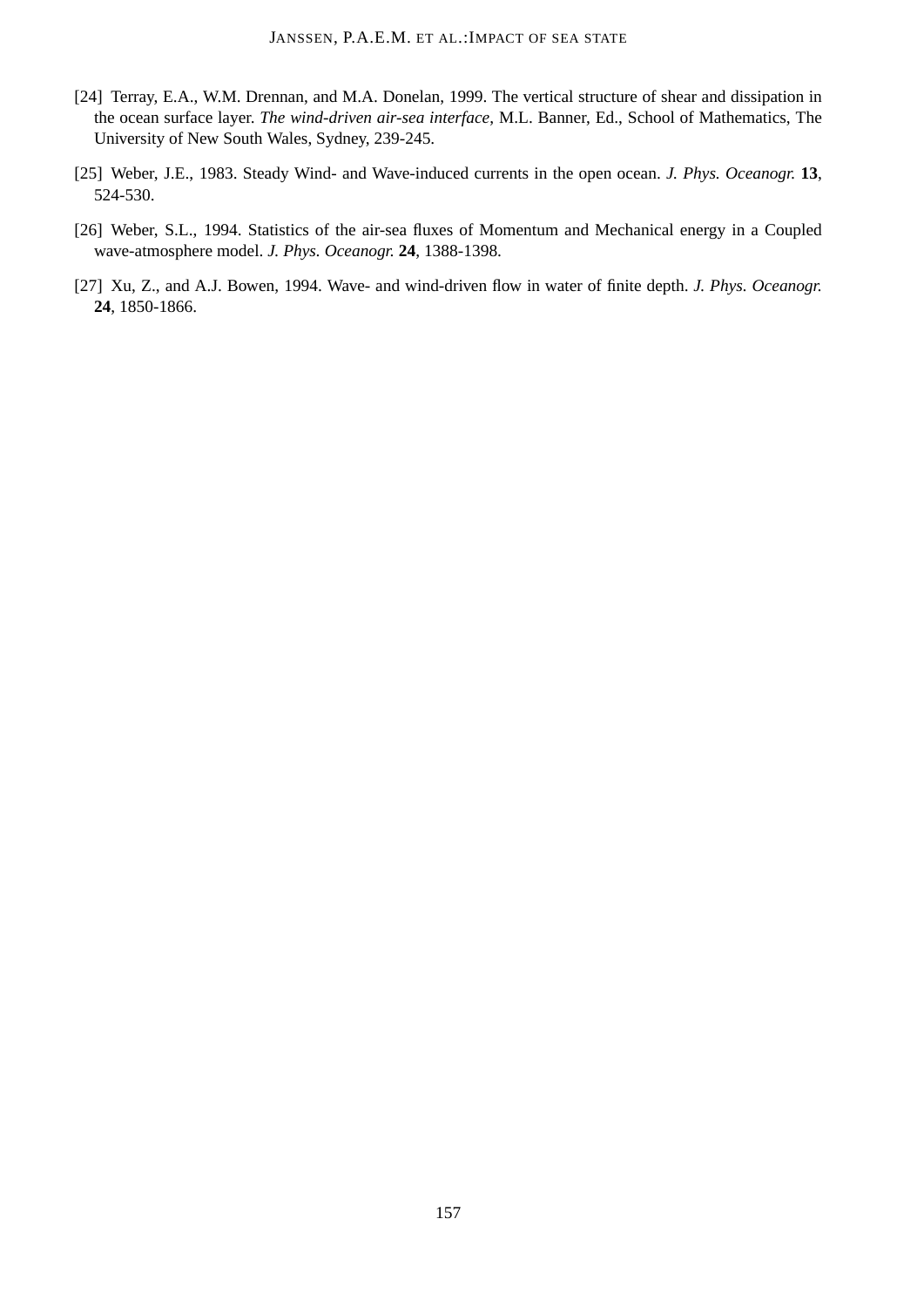[24] Terray, E.A., W.M. Drennan, and M.A. Donelan, 1999. The vertical structure of shear and dissipation in the ocean surface layer. *The wind-driven air-sea interface*, M.L. Banner, Ed., School of Mathematics, The University of New South Wales, Sydney, 239-245.

[25] Weber, J.E., 1983. Steady Wind- and Wave-induced currents in the open ocean. *J. Phys. Oceanogr.* **13**, 524-530.

[26] Weber, S.L., 1994. Statistics of the air-sea fluxes of Momentum and Mechanical energy in a Coupled wave-atmosphere model. *J. Phys. Oceanogr.* **24**, 1388-1398.

[27] Xu, Z., and A.J. Bowen, 1994. Wave- and wind-driven flow in water of finite depth. *J. Phys. Oceanogr.* **24**, 1850-1866.